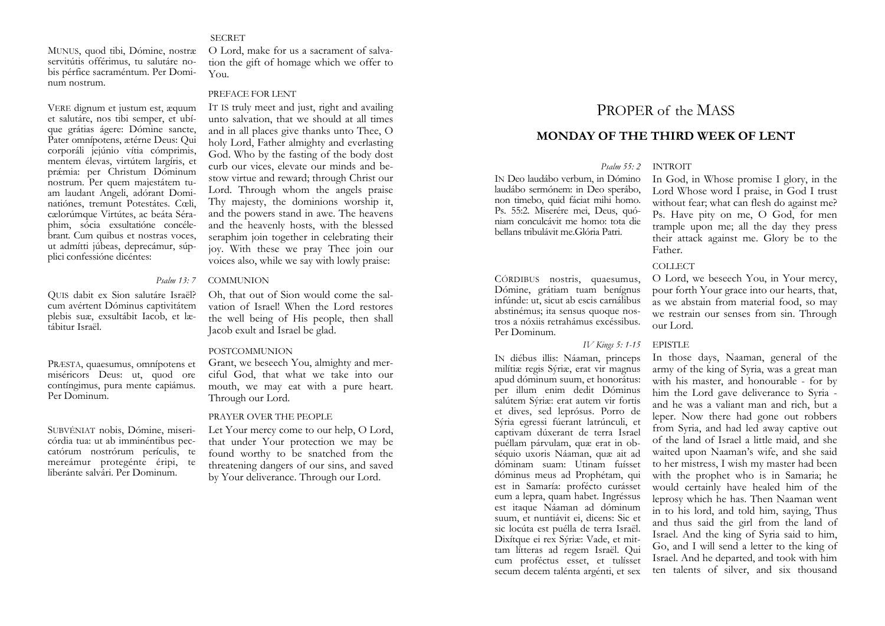SECRET

MUNUS, quod tibi, Dómine, nostræ servitútis offérimus, tu salutáre nobis pérfice sacraméntum. Per Dominum nostrum.

O Lord, make for us a sacrament of salvation the gift of homage which we offer to You.

PREFACE FOR LENT

VERE dignum et justum est, æquum et salutáre, nos tibi semper, et ubíque grátias ágere: Dómine sancte, Pater omnípotens, ætérne Deus: Qui corporáli jejúnio vítia cómprimis, mentem élevas, virtútem largíris, et prǽmia: per Christum Dóminum nostrum. Per quem majestátem tuam laudant Angeli, adórant Dominatiónes, tremunt Potestátes. Cœli, cælorúmque Virtútes, ac beáta Séraphim, sócia exsultatióne concélebrant. Cum quibus et nostras voces, ut admítti júbeas, deprecámur, súpplici confessióne dicéntes:

IT IS truly meet and just, right and availing unto salvation, that we should at all times and in all places give thanks unto Thee, O holy Lord, Father almighty and everlasting God. Who by the fasting of the body dost curb our vices, elevate our minds and bestow virtue and reward; through Christ our Lord. Through whom the angels praise Thy majesty, the dominions worship it, and the powers stand in awe. The heavens and the heavenly hosts, with the blessed seraphim join together in celebrating their joy. With these we pray Thee join our voices also, while we say with lowly praise:

*Psalm 13: 7* COMMUNION

QUIS dabit ex Sion salutáre Israël? cum avértent Dóminus captivitátem plebis suæ, exsultábit Iacob, et lætábitur Israël.

Oh, that out of Sion would come the salvation of Israel! When the Lord restores the well being of His people, then shall Jacob exult and Israel be glad.

POSTCOMMUNION

PRÆSTA, quaesumus, omnípotens et miséricors Deus: ut, quod ore contíngimus, pura mente capiámus. Per Dominum.

Grant, we beseech You, almighty and merciful God, that what we take into our mouth, we may eat with a pure heart. Through our Lord.

PRAYER OVER THE PEOPLE

SUBVÉNIAT nobis, Dómine, misericórdia tua: ut ab imminéntibus peccatórum nostrórum periculis, te mereámur protegénte éripi, te liberánte salvári. Per Dominum.

Let Your mercy come to our help, O Lord, that under Your protection we may be found worthy to be snatched from the threatening dangers of our sins, and saved by Your deliverance. Through our Lord.

# PROPER of the MASS

## MONDAY OF THE THIRD WEEK OF LENT

*Psalm 55: 2* INTROIT

IN Deo laudábo verbum, in Dómino laudábo sermónem: in Deo sperábo, non timebo, quid fáciat mihi homo. Ps. 55:2. Miserére mei, Deus, quóniam conculcávit me homo: tota die bellans tribulávit me.Glória Patri.

In God, in Whose promise I glory, in the Lord Whose word I praise, in God I trust without fear; what can flesh do against me? Ps. Have pity on me, O God, for men trample upon me; all the day they press their attack against me. Glory be to the Father.

COLLECT

CÓRDIBUS nostris, quaesumus, Dómine, grátiam tuam benígnus infúnde: ut, sicut ab escis carnálibus abstinémus; ita sensus quoque nostros a nóxiis retrahámus excéssibus. Per Dominum.

O Lord, we beseech You, in Your mercy, pour forth Your grace into our hearts, that, as we abstain from material food, so may we restrain our senses from sin. Through our Lord.

*IV Kings 5: 1-15* EPISTLE

IN diébus illis: Náaman, princeps milítiæ regis Sýriæ, erat vir magnus apud dóminum suum, et honorátus: per illum enim dedit Dóminus salútem Sýriæ: erat autem vir fortis et dives, sed leprósus. Porro de Sýria egressi fúerant latrúnculi, et captivam dúxerant de terra Israel puéllam párvulam, quæ erat in obséquio uxoris Náaman, quæ ait ad dóminam suam: Utinam fuísset dóminus meus ad Prophétam, qui est in Samaría: profécto curásset eum a lepra, quam habet. Ingréssus est itaque Náaman ad dóminum suum, et nuntiávit ei, dicens: Sic et sic locúta est puélla de terra Israël. Dixítque ei rex Sýriæ: Vade, et mittam lítteras ad regem Israël. Qui cum profèctus esset, et tulísset secum decem taléntа argénti, et sex

In those days, Naaman, general of the army of the king of Syria, was a great man with his master, and honourable - for by him the Lord gave deliverance to Syria - and he was a valiant man and rich, but a leper. Now there had gone out robbers from Syria, and had led away captive out of the land of Israel a little maid, and she waited upon Naaman's wife, and she said to her mistress, I wish my master had been with the prophet who is in Samaria; he would certainly have healed him of the leprosy which he has. Then Naaman went in to his lord, and told him, saying, Thus and thus said the girl from the land of Israel. And the king of Syria said to him, Go, and I will send a letter to the king of Israel. And he departed, and took with him ten talents of silver, and six thousand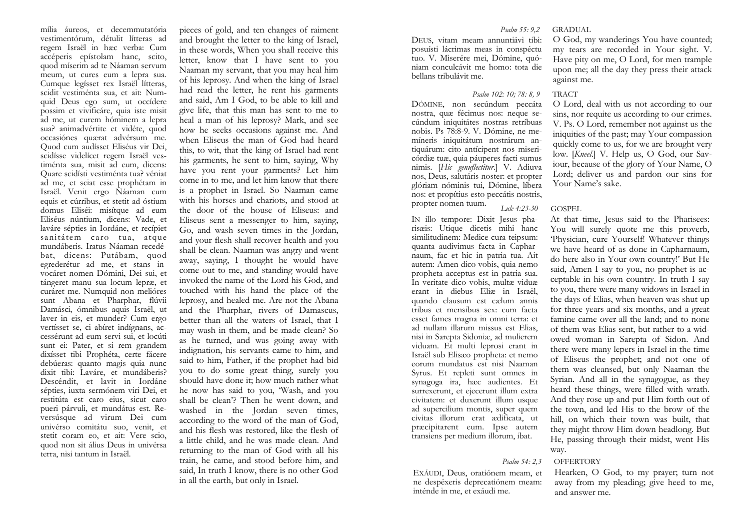mília áureos, et decemmutatória vestimentórum, détulit lítteras ad regem Israël in hæc verba: Cum accéperis epístolam hanc, scito, quod míserim ad te Náaman servum meum, ut cures eum a lepra sua. Cumque legísset rex Israël lítteras, scidit vestiménta sua, et ait: Numquid Deus ego sum, ut occídere possim et vivificáre, quia iste misit ad me, ut curem hóminem a lepra sua? animadvértite et vidéte, quod occasiónes quærat advérsum me. Quod cum audísset Eliséus vir Dei, scidísse videlícet regem Israël vestiménta sua, misit ad eum, dicens: Quare scidísti vestiménta tua? véniat ad me, et sciat esse prophétam in Israël. Venit ergo Náaman cum equis et cúrribus, et stetit ad óstium domus Eliséi: misítque ad eum Eliséus núntium, dicens: Vade, et laváre sépties in Iordáne, et recípiet sanitátem caro tua, atque mundáberis. Iratus Náaman recedébat, dicens: Putábam, quod egrederétur ad me, et stans invocáret nomen Dómini, Dei sui, et tángeret manu sua locum lepræ, et curáret me. Numquid non melióres sunt Abana et Pharphar, flúvii Damásci, ómnibus aquis Israël, ut laver in eis, et munder? Cum ergo vertísset se, ci abíret indígnans, accessérunt ad eum servi sui, et locúti sunt ei: Pater, et si rem grandem dixísset tibi Prophéta, certe fácere debúeras: quanto magis quia nunc dixit tibi: Laváre, et mundáberis? Descéndit, et lavit in Iordáne sépties, iuxta sermónem viri Dei, et restitúta est caro eius, sicut caro púeri párvuli, et mundátus est. Reversúsque ad virum Dei cum univérso comitátu suo, venit, et stetit coram eo, et ait: Vere scio, quod non sit álius Deus in univérsa terra, nisi tantum in Israël.

pieces of gold, and ten changes of raiment and brought the letter to the king of Israel, in these words, When you shall receive this letter, know that I have sent to you Naaman my servant, that you may heal him of his leprosy. And when the king of Israel had read the letter, he rent his garments and said, Am I God, to be able to kill and give life, that this man has sent to me to heal a man of his leprosy? Mark, and see how he seeks occasions against me. And when Eliseus the man of God had heard this, to wit, that the king of Israel had rent his garments, he sent to him, saying, Why have you rent your garments? Let him come in to me, and let him know that there is a prophet in Israel. So Naaman came with his horses and chariots, and stood at the door of the house of Eliseus: and Eliseus sent a messenger to him, saying, Go, and wash seven times in the Jordan, and your flesh shall recover health and you shall be clean. Naaman was angry and went away, saying, I thought he would have come out to me, and standing would have invoked the name of the Lord his God, and touched with his hand the place of the leprosy, and healed me. Are not the Abana and the Pharphar, rivers of Damascus, better than all the waters of Israel, that I may wash in them, and be made clean? So as he turned, and was going away with indignation, his servants came to him, and said to him, Father, if the prophet had bid you to do some great thing, surely you should have done it; how much rather what he now has said to you, 'Wash, and you shall be clean'? Then he went down, and washed in the Jordan seven times, according to the word of the man of God, and his flesh was restored, like the flesh of a little child, and he was made clean. And returning to the man of God with all his train, he came, and stood before him, and said, In truth I know, there is no other God in all the earth, but only in Israel.

*Psalm 55: 9,2*

DEUS, vitam meam annuntiávi tibi: posuísti lácrimas meas in conspéctu tuo. V. Miserére mei, Dómine, quóniam conculcávit me homo: tota die bellans tribulávit me.

GRADUAL

O God, my wanderings You have counted; my tears are recorded in Your sight. V. Have pity on me, O Lord, for men trample upon me; all the day they press their attack against me.

*Psalm 102: 10; 78: 8, 9*

DÓMINE, non secúndum peccáta nostra, quæ fécimus nos: neque secúndum iniquitátes nostras retríbuas nobis. Ps 78:8-9. V. Dómine, ne memíneris iniquitátum nostrárum antiquárum: cito antícipent nos misericórdiæ tuæ, quia páuperes facti sumus nimis. [*Hic genuflectitur.*] V. Adiuva nos, Deus, salutáris noster: et propter glóriam nóminis tui, Dómine, líbera nos: et propítius esto peccátis nostris, propter nomen tuum.

TRACT

O Lord, deal with us not according to our sins, nor requite us according to our crimes. V. Ps. O Lord, remember not against us the iniquities of the past; may Your compassion quickly come to us, for we are brought very low. [*Kneel.*] V. Help us, O God, our Saviour, because of the glory of Your Name, O Lord; deliver us and pardon our sins for Your Name's sake.

*Luke 4:23-30*

IN illo tempore: Dixit Jesus pharisæis: Utique dicetis mihi hanc similitudinem: Medice cura teipsum: quanta audivimus facta in Capharnaum, fac et hic in patria tua. Ait autem: Amen dico vobis, quia nemo propheta acceptus est in patria sua. In veritate dico vobis, multæ viduæ erant in diebus Eliæ in Israël, quando clausum est cælum annis tribus et mensibus sex: cum facta esset fames magna in omni terra: et ad nullam illarum missus est Elias, nisi in Sarepta Sidoniæ, ad mulierem viduam. Et multi leprosi erant in Israël sub Elisæo propheta: et nemo eorum mundatus est nisi Naaman Syrus. Et repleti sunt omnes in synagoga ira, hæc audientes. Et surrexerunt, et ejecerunt illum extra civitatem: et duxerunt illum usque ad supercilium montis, super quem civitas illorum erat ædificata, ut præcipitarent eum. Ipse autem transiens per medium illorum, ibat.

GOSPEL

At that time, Jesus said to the Pharisees: You will surely quote me this proverb, 'Physician, cure Yourself! Whatever things we have heard of as done in Capharnaum, do here also in Your own country!' But He said, Amen I say to you, no prophet is acceptable in his own country. In truth I say to you, there were many widows in Israel in the days of Elias, when heaven was shut up for three years and six months, and a great famine came over all the land; and to none of them was Elias sent, but rather to a widowed woman in Sarepta of Sidon. And there were many lepers in Israel in the time of Eliseus the prophet; and not one of them was cleansed, but only Naaman the Syrian. And all in the synagogue, as they heard these things, were filled with wrath. And they rose up and put Him forth out of the town, and led His to the brow of the hill, on which their town was built, that they might throw Him down headlong. But He, passing through their midst, went His way.

*Psalm 54: 2,3*

EXÁUDI, Deus, oratiónem meam, et ne despéxeris deprecatiónem meam: inténde in me, et exáudi me.

OFFERTORY

Hearken, O God, to my prayer; turn not away from my pleading; give heed to me, and answer me.